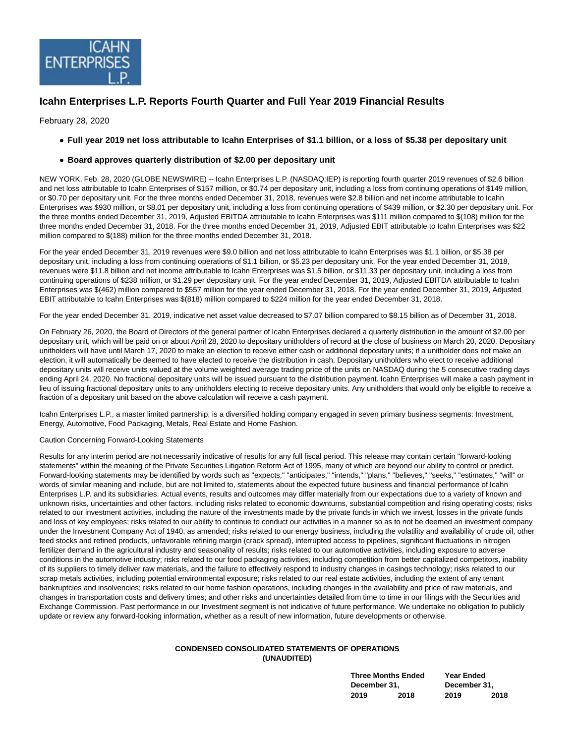ICAHN ENTERPRISES L.P.

# Icahn Enterprises L.P. Reports Fourth Quarter and Full Year 2019 Financial Results

February 28, 2020

- **Full year 2019 net loss attributable to Icahn Enterprises of $1.1 billion, or a loss of $5.38 per depositary unit**
- **Board approves quarterly distribution of $2.00 per depositary unit**

NEW YORK, Feb. 28, 2020 (GLOBE NEWSWIRE) -- Icahn Enterprises L.P. (NASDAQ:IEP) is reporting fourth quarter 2019 revenues of $2.6 billion and net loss attributable to Icahn Enterprises of $157 million, or $0.74 per depositary unit, including a loss from continuing operations of $149 million, or $0.70 per depositary unit. For the three months ended December 31, 2018, revenues were $2.8 billion and net income attributable to Icahn Enterprises was $930 million, or $8.01 per depositary unit, including a loss from continuing operations of $439 million, or $2.30 per depositary unit. For the three months ended December 31, 2019, Adjusted EBITDA attributable to Icahn Enterprises was $111 million compared to $(108) million for the three months ended December 31, 2018. For the three months ended December 31, 2019, Adjusted EBIT attributable to Icahn Enterprises was $22 million compared to $(188) million for the three months ended December 31, 2018.

For the year ended December 31, 2019 revenues were $9.0 billion and net loss attributable to Icahn Enterprises was $1.1 billion, or $5.38 per depositary unit, including a loss from continuing operations of $1.1 billion, or $5.23 per depositary unit. For the year ended December 31, 2018, revenues were $11.8 billion and net income attributable to Icahn Enterprises was $1.5 billion, or $11.33 per depositary unit, including a loss from continuing operations of $238 million, or $1.29 per depositary unit. For the year ended December 31, 2019, Adjusted EBITDA attributable to Icahn Enterprises was $(462) million compared to $557 million for the year ended December 31, 2018. For the year ended December 31, 2019, Adjusted EBIT attributable to Icahn Enterprises was $(818) million compared to $224 million for the year ended December 31, 2018.

For the year ended December 31, 2019, indicative net asset value decreased to $7.07 billion compared to $8.15 billion as of December 31, 2018.

On February 26, 2020, the Board of Directors of the general partner of Icahn Enterprises declared a quarterly distribution in the amount of $2.00 per depositary unit, which will be paid on or about April 28, 2020 to depositary unitholders of record at the close of business on March 20, 2020. Depositary unitholders will have until March 17, 2020 to make an election to receive either cash or additional depositary units; if a unitholder does not make an election, it will automatically be deemed to have elected to receive the distribution in cash. Depositary unitholders who elect to receive additional depositary units will receive units valued at the volume weighted average trading price of the units on NASDAQ during the 5 consecutive trading days ending April 24, 2020. No fractional depositary units will be issued pursuant to the distribution payment. Icahn Enterprises will make a cash payment in lieu of issuing fractional depositary units to any unitholders electing to receive depositary units. Any unitholders that would only be eligible to receive a fraction of a depositary unit based on the above calculation will receive a cash payment.

Icahn Enterprises L.P., a master limited partnership, is a diversified holding company engaged in seven primary business segments: Investment, Energy, Automotive, Food Packaging, Metals, Real Estate and Home Fashion.

Caution Concerning Forward-Looking Statements

Results for any interim period are not necessarily indicative of results for any full fiscal period. This release may contain certain "forward-looking statements" within the meaning of the Private Securities Litigation Reform Act of 1995, many of which are beyond our ability to control or predict. Forward-looking statements may be identified by words such as "expects," "anticipates," "intends," "plans," "believes," "seeks," "estimates," "will" or words of similar meaning and include, but are not limited to, statements about the expected future business and financial performance of Icahn Enterprises L.P. and its subsidiaries. Actual events, results and outcomes may differ materially from our expectations due to a variety of known and unknown risks, uncertainties and other factors, including risks related to economic downturns, substantial competition and rising operating costs; risks related to our investment activities, including the nature of the investments made by the private funds in which we invest, losses in the private funds and loss of key employees; risks related to our ability to continue to conduct our activities in a manner so as to not be deemed an investment company under the Investment Company Act of 1940, as amended; risks related to our energy business, including the volatility and availability of crude oil, other feed stocks and refined products, unfavorable refining margin (crack spread), interrupted access to pipelines, significant fluctuations in nitrogen fertilizer demand in the agricultural industry and seasonality of results; risks related to our automotive activities, including exposure to adverse conditions in the automotive industry; risks related to our food packaging activities, including competition from better capitalized competitors, inability of its suppliers to timely deliver raw materials, and the failure to effectively respond to industry changes in casings technology; risks related to our scrap metals activities, including potential environmental exposure; risks related to our real estate activities, including the extent of any tenant bankruptcies and insolvencies; risks related to our home fashion operations, including changes in the availability and price of raw materials, and changes in transportation costs and delivery times; and other risks and uncertainties detailed from time to time in our filings with the Securities and Exchange Commission. Past performance in our Investment segment is not indicative of future performance. We undertake no obligation to publicly update or review any forward-looking information, whether as a result of new information, future developments or otherwise.

**CONDENSED CONSOLIDATED STATEMENTS OF OPERATIONS (UNAUDITED)**

| | Three Months Ended December 31, | | Year Ended December 31, | |
|---|---|---|---|---|
| | 2019 | 2018 | 2019 | 2018 |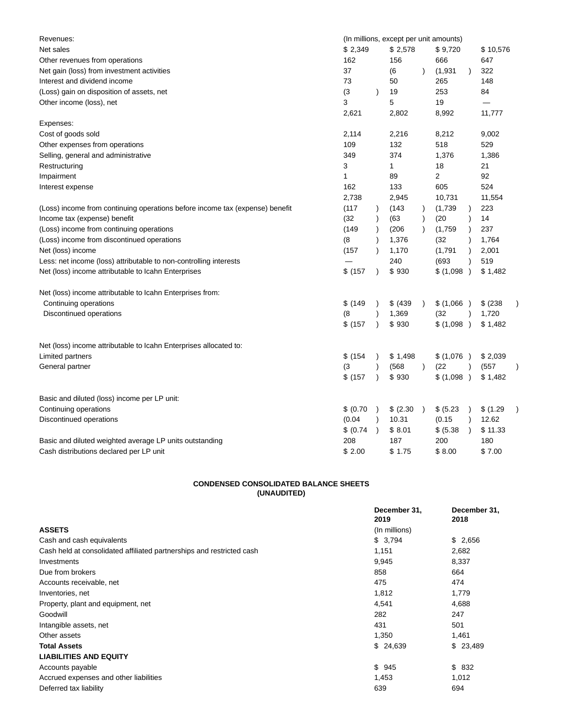| | (In millions, except per unit amounts) | | | |
|---|---|---|---|---|
| Revenues: | | | | |
| Net sales | $ 2,349 | $ 2,578 | $ 9,720 | $ 10,576 |
| Other revenues from operations | 162 | 156 | 666 | 647 |
| Net gain (loss) from investment activities | 37 | (6) | (1,931) | 322 |
| Interest and dividend income | 73 | 50 | 265 | 148 |
| (Loss) gain on disposition of assets, net | (3) | 19 | 253 | 84 |
| Other income (loss), net | 3 | 5 | 19 | — |
| | 2,621 | 2,802 | 8,992 | 11,777 |
| Expenses: | | | | |
| Cost of goods sold | 2,114 | 2,216 | 8,212 | 9,002 |
| Other expenses from operations | 109 | 132 | 518 | 529 |
| Selling, general and administrative | 349 | 374 | 1,376 | 1,386 |
| Restructuring | 3 | 1 | 18 | 21 |
| Impairment | 1 | 89 | 2 | 92 |
| Interest expense | 162 | 133 | 605 | 524 |
| | 2,738 | 2,945 | 10,731 | 11,554 |
| (Loss) income from continuing operations before income tax (expense) benefit | (117) | (143) | (1,739) | 223 |
| Income tax (expense) benefit | (32) | (63) | (20) | 14 |
| (Loss) income from continuing operations | (149) | (206) | (1,759) | 237 |
| (Loss) income from discontinued operations | (8) | 1,376 | (32) | 1,764 |
| Net (loss) income | (157) | 1,170 | (1,791) | 2,001 |
| Less: net income (loss) attributable to non-controlling interests | — | 240 | (693) | 519 |
| Net (loss) income attributable to Icahn Enterprises | $ (157) | $ 930 | $ (1,098) | $ 1,482 |
| | | | | |
| Net (loss) income attributable to Icahn Enterprises from: | | | | |
| Continuing operations | $ (149) | $ (439) | $ (1,066) | $ (238) |
| Discontinued operations | (8) | 1,369 | (32) | 1,720 |
| | $ (157) | $ 930 | $ (1,098) | $ 1,482 |
| | | | | |
| Net (loss) income attributable to Icahn Enterprises allocated to: | | | | |
| Limited partners | $ (154) | $ 1,498 | $ (1,076) | $ 2,039 |
| General partner | (3) | (568) | (22) | (557) |
| | $ (157) | $ 930 | $ (1,098) | $ 1,482 |
| | | | | |
| Basic and diluted (loss) income per LP unit: | | | | |
| Continuing operations | $ (0.70) | $ (2.30) | $ (5.23) | $ (1.29) |
| Discontinued operations | (0.04) | 10.31 | (0.15) | 12.62 |
| | $ (0.74) | $ 8.01 | $ (5.38) | $ 11.33 |
| Basic and diluted weighted average LP units outstanding | 208 | 187 | 200 | 180 |
| Cash distributions declared per LP unit | $ 2.00 | $ 1.75 | $ 8.00 | $ 7.00 |

**CONDENSED CONSOLIDATED BALANCE SHEETS**
**(UNAUDITED)**

| | December 31, 2019 | December 31, 2018 |
|---|---|---|
| **ASSETS** | (In millions) | |
| Cash and cash equivalents | $ 3,794 | $ 2,656 |
| Cash held at consolidated affiliated partnerships and restricted cash | 1,151 | 2,682 |
| Investments | 9,945 | 8,337 |
| Due from brokers | 858 | 664 |
| Accounts receivable, net | 475 | 474 |
| Inventories, net | 1,812 | 1,779 |
| Property, plant and equipment, net | 4,541 | 4,688 |
| Goodwill | 282 | 247 |
| Intangible assets, net | 431 | 501 |
| Other assets | 1,350 | 1,461 |
| **Total Assets** | $ 24,639 | $ 23,489 |
| **LIABILITIES AND EQUITY** | | |
| Accounts payable | $ 945 | $ 832 |
| Accrued expenses and other liabilities | 1,453 | 1,012 |
| Deferred tax liability | 639 | 694 |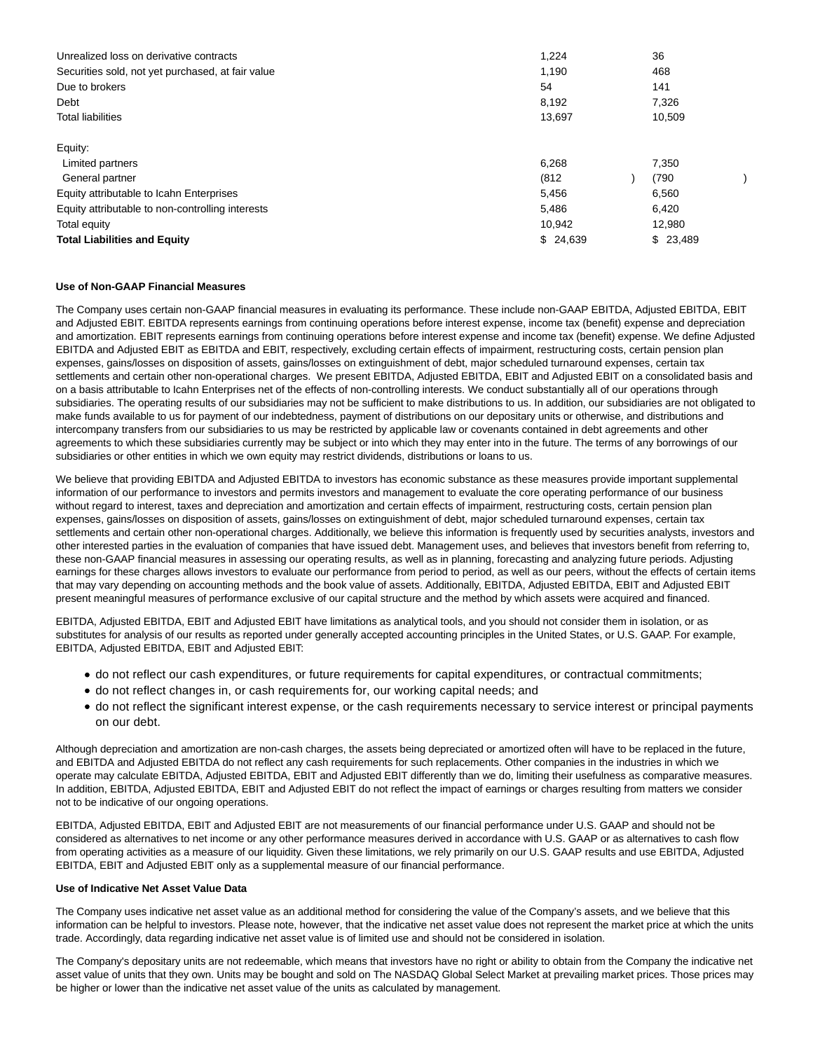| | | |
|---|---|---|
| Unrealized loss on derivative contracts | 1,224 | 36 |
| Securities sold, not yet purchased, at fair value | 1,190 | 468 |
| Due to brokers | 54 | 141 |
| Debt | 8,192 | 7,326 |
| Total liabilities | 13,697 | 10,509 |
| | | |
| Equity: | | |
| Limited partners | 6,268 | 7,350 |
| General partner | (812) | (790) |
| Equity attributable to Icahn Enterprises | 5,456 | 6,560 |
| Equity attributable to non-controlling interests | 5,486 | 6,420 |
| Total equity | 10,942 | 12,980 |
| **Total Liabilities and Equity** | $ 24,639 | $ 23,489 |

**Use of Non-GAAP Financial Measures**

The Company uses certain non-GAAP financial measures in evaluating its performance. These include non-GAAP EBITDA, Adjusted EBITDA, EBIT and Adjusted EBIT. EBITDA represents earnings from continuing operations before interest expense, income tax (benefit) expense and depreciation and amortization. EBIT represents earnings from continuing operations before interest expense and income tax (benefit) expense. We define Adjusted EBITDA and Adjusted EBIT as EBITDA and EBIT, respectively, excluding certain effects of impairment, restructuring costs, certain pension plan expenses, gains/losses on disposition of assets, gains/losses on extinguishment of debt, major scheduled turnaround expenses, certain tax settlements and certain other non-operational charges. We present EBITDA, Adjusted EBITDA, EBIT and Adjusted EBIT on a consolidated basis and on a basis attributable to Icahn Enterprises net of the effects of non-controlling interests. We conduct substantially all of our operations through subsidiaries. The operating results of our subsidiaries may not be sufficient to make distributions to us. In addition, our subsidiaries are not obligated to make funds available to us for payment of our indebtedness, payment of distributions on our depositary units or otherwise, and distributions and intercompany transfers from our subsidiaries to us may be restricted by applicable law or covenants contained in debt agreements and other agreements to which these subsidiaries currently may be subject or into which they may enter into in the future. The terms of any borrowings of our subsidiaries or other entities in which we own equity may restrict dividends, distributions or loans to us.

We believe that providing EBITDA and Adjusted EBITDA to investors has economic substance as these measures provide important supplemental information of our performance to investors and permits investors and management to evaluate the core operating performance of our business without regard to interest, taxes and depreciation and amortization and certain effects of impairment, restructuring costs, certain pension plan expenses, gains/losses on disposition of assets, gains/losses on extinguishment of debt, major scheduled turnaround expenses, certain tax settlements and certain other non-operational charges. Additionally, we believe this information is frequently used by securities analysts, investors and other interested parties in the evaluation of companies that have issued debt. Management uses, and believes that investors benefit from referring to, these non-GAAP financial measures in assessing our operating results, as well as in planning, forecasting and analyzing future periods. Adjusting earnings for these charges allows investors to evaluate our performance from period to period, as well as our peers, without the effects of certain items that may vary depending on accounting methods and the book value of assets. Additionally, EBITDA, Adjusted EBITDA, EBIT and Adjusted EBIT present meaningful measures of performance exclusive of our capital structure and the method by which assets were acquired and financed.

EBITDA, Adjusted EBITDA, EBIT and Adjusted EBIT have limitations as analytical tools, and you should not consider them in isolation, or as substitutes for analysis of our results as reported under generally accepted accounting principles in the United States, or U.S. GAAP. For example, EBITDA, Adjusted EBITDA, EBIT and Adjusted EBIT:

- do not reflect our cash expenditures, or future requirements for capital expenditures, or contractual commitments;
- do not reflect changes in, or cash requirements for, our working capital needs; and
- do not reflect the significant interest expense, or the cash requirements necessary to service interest or principal payments on our debt.

Although depreciation and amortization are non-cash charges, the assets being depreciated or amortized often will have to be replaced in the future, and EBITDA and Adjusted EBITDA do not reflect any cash requirements for such replacements. Other companies in the industries in which we operate may calculate EBITDA, Adjusted EBITDA, EBIT and Adjusted EBIT differently than we do, limiting their usefulness as comparative measures. In addition, EBITDA, Adjusted EBITDA, EBIT and Adjusted EBIT do not reflect the impact of earnings or charges resulting from matters we consider not to be indicative of our ongoing operations.

EBITDA, Adjusted EBITDA, EBIT and Adjusted EBIT are not measurements of our financial performance under U.S. GAAP and should not be considered as alternatives to net income or any other performance measures derived in accordance with U.S. GAAP or as alternatives to cash flow from operating activities as a measure of our liquidity. Given these limitations, we rely primarily on our U.S. GAAP results and use EBITDA, Adjusted EBITDA, EBIT and Adjusted EBIT only as a supplemental measure of our financial performance.

**Use of Indicative Net Asset Value Data**

The Company uses indicative net asset value as an additional method for considering the value of the Company's assets, and we believe that this information can be helpful to investors. Please note, however, that the indicative net asset value does not represent the market price at which the units trade. Accordingly, data regarding indicative net asset value is of limited use and should not be considered in isolation.

The Company's depositary units are not redeemable, which means that investors have no right or ability to obtain from the Company the indicative net asset value of units that they own. Units may be bought and sold on The NASDAQ Global Select Market at prevailing market prices. Those prices may be higher or lower than the indicative net asset value of the units as calculated by management.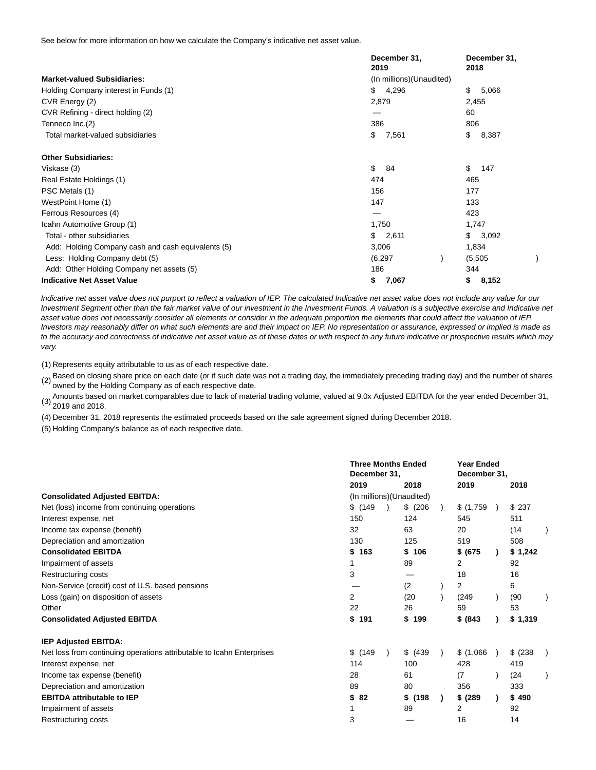See below for more information on how we calculate the Company's indicative net asset value.

| | December 31, 2019 | December 31, 2018 |
|---|---|---|
| **Market-valued Subsidiaries:** | (In millions)(Unaudited) | |
| Holding Company interest in Funds (1) | $ 4,296 | $ 5,066 |
| CVR Energy (2) | 2,879 | 2,455 |
| CVR Refining - direct holding (2) | — | 60 |
| Tenneco Inc.(2) | 386 | 806 |
| Total market-valued subsidiaries | $ 7,561 | $ 8,387 |
| | | |
| **Other Subsidiaries:** | | |
| Viskase (3) | $ 84 | $ 147 |
| Real Estate Holdings (1) | 474 | 465 |
| PSC Metals (1) | 156 | 177 |
| WestPoint Home (1) | 147 | 133 |
| Ferrous Resources (4) | — | 423 |
| Icahn Automotive Group (1) | 1,750 | 1,747 |
| Total - other subsidiaries | $ 2,611 | $ 3,092 |
| Add: Holding Company cash and cash equivalents (5) | 3,006 | 1,834 |
| Less: Holding Company debt (5) | (6,297) | (5,505) |
| Add: Other Holding Company net assets (5) | 186 | 344 |
| **Indicative Net Asset Value** | **$ 7,067** | **$ 8,152** |

*Indicative net asset value does not purport to reflect a valuation of IEP. The calculated Indicative net asset value does not include any value for our Investment Segment other than the fair market value of our investment in the Investment Funds. A valuation is a subjective exercise and Indicative net asset value does not necessarily consider all elements or consider in the adequate proportion the elements that could affect the valuation of IEP. Investors may reasonably differ on what such elements are and their impact on IEP. No representation or assurance, expressed or implied is made as to the accuracy and correctness of indicative net asset value as of these dates or with respect to any future indicative or prospective results which may vary.*

(1) Represents equity attributable to us as of each respective date.

(2) Based on closing share price on each date (or if such date was not a trading day, the immediately preceding trading day) and the number of shares owned by the Holding Company as of each respective date.

(3) Amounts based on market comparables due to lack of material trading volume, valued at 9.0x Adjusted EBITDA for the year ended December 31, 2019 and 2018.

(4) December 31, 2018 represents the estimated proceeds based on the sale agreement signed during December 2018.

(5) Holding Company's balance as of each respective date.

| | Three Months Ended December 31, | | Year Ended December 31, | |
|---|---|---|---|---|
| | 2019 | 2018 | 2019 | 2018 |
| **Consolidated Adjusted EBITDA:** | (In millions)(Unaudited) | | | |
| Net (loss) income from continuing operations | $ (149) | $ (206) | $ (1,759) | $ 237 |
| Interest expense, net | 150 | 124 | 545 | 511 |
| Income tax expense (benefit) | 32 | 63 | 20 | (14) |
| Depreciation and amortization | 130 | 125 | 519 | 508 |
| **Consolidated EBITDA** | **$ 163** | **$ 106** | **$ (675)** | **$ 1,242** |
| Impairment of assets | 1 | 89 | 2 | 92 |
| Restructuring costs | 3 | — | 18 | 16 |
| Non-Service (credit) cost of U.S. based pensions | — | (2) | 2 | 6 |
| Loss (gain) on disposition of assets | 2 | (20) | (249) | (90) |
| Other | 22 | 26 | 59 | 53 |
| **Consolidated Adjusted EBITDA** | **$ 191** | **$ 199** | **$ (843)** | **$ 1,319** |
| | | | | |
| **IEP Adjusted EBITDA:** | | | | |
| Net loss from continuing operations attributable to Icahn Enterprises | $ (149) | $ (439) | $ (1,066) | $ (238) |
| Interest expense, net | 114 | 100 | 428 | 419 |
| Income tax expense (benefit) | 28 | 61 | (7) | (24) |
| Depreciation and amortization | 89 | 80 | 356 | 333 |
| **EBITDA attributable to IEP** | **$ 82** | **$ (198)** | **$ (289)** | **$ 490** |
| Impairment of assets | 1 | 89 | 2 | 92 |
| Restructuring costs | 3 | — | 16 | 14 |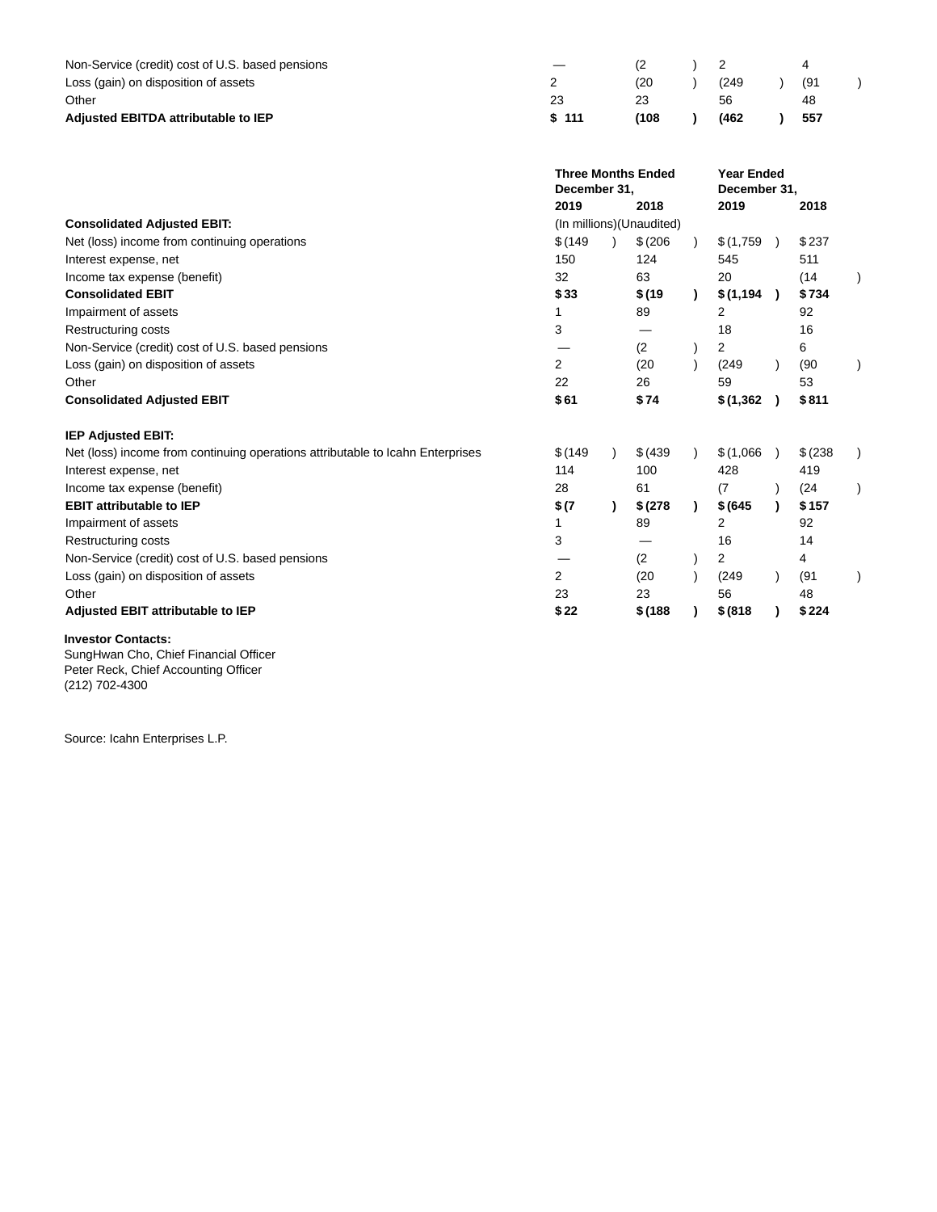| | | | | |
|---|---|---|---|---|
| Non-Service (credit) cost of U.S. based pensions | — | (2) | 2 | 4 |
| Loss (gain) on disposition of assets | 2 | (20) | (249) | (91) |
| Other | 23 | 23 | 56 | 48 |
| **Adjusted EBITDA attributable to IEP** | **$ 111** | **(108)** | **(462)** | **557** |

| | Three Months Ended December 31, | | Year Ended December 31, | |
|---|---|---|---|---|
| | 2019 | 2018 | 2019 | 2018 |
| **Consolidated Adjusted EBIT:** | (In millions)(Unaudited) | | | |
| Net (loss) income from continuing operations | $ (149) | $ (206) | $ (1,759) | $ 237 |
| Interest expense, net | 150 | 124 | 545 | 511 |
| Income tax expense (benefit) | 32 | 63 | 20 | (14) |
| **Consolidated EBIT** | **$ 33** | **$ (19)** | **$ (1,194)** | **$ 734** |
| Impairment of assets | 1 | 89 | 2 | 92 |
| Restructuring costs | 3 | — | 18 | 16 |
| Non-Service (credit) cost of U.S. based pensions | — | (2) | 2 | 6 |
| Loss (gain) on disposition of assets | 2 | (20) | (249) | (90) |
| Other | 22 | 26 | 59 | 53 |
| **Consolidated Adjusted EBIT** | **$ 61** | **$ 74** | **$ (1,362)** | **$ 811** |
| | | | | |
| **IEP Adjusted EBIT:** | | | | |
| Net (loss) income from continuing operations attributable to Icahn Enterprises | $ (149) | $ (439) | $ (1,066) | $ (238) |
| Interest expense, net | 114 | 100 | 428 | 419 |
| Income tax expense (benefit) | 28 | 61 | (7) | (24) |
| **EBIT attributable to IEP** | **$ (7)** | **$ (278)** | **$ (645)** | **$ 157** |
| Impairment of assets | 1 | 89 | 2 | 92 |
| Restructuring costs | 3 | — | 16 | 14 |
| Non-Service (credit) cost of U.S. based pensions | — | (2) | 2 | 4 |
| Loss (gain) on disposition of assets | 2 | (20) | (249) | (91) |
| Other | 23 | 23 | 56 | 48 |
| **Adjusted EBIT attributable to IEP** | **$ 22** | **$ (188)** | **$ (818)** | **$ 224** |

**Investor Contacts:**
SungHwan Cho, Chief Financial Officer
Peter Reck, Chief Accounting Officer
(212) 702-4300

Source: Icahn Enterprises L.P.